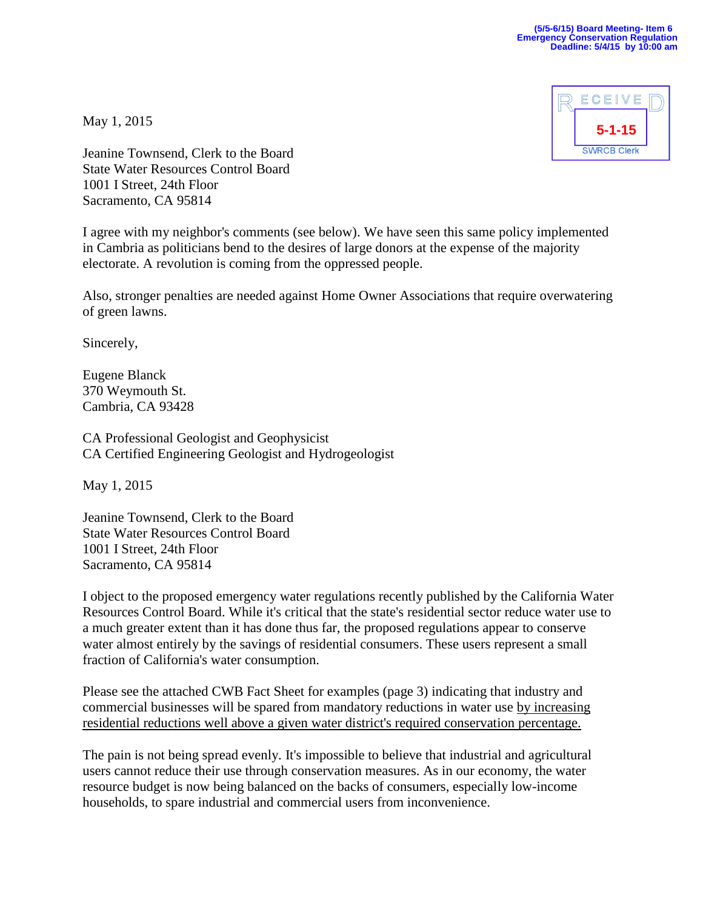(5/5-6/15) Board Meeting- Item 6
Emergency Conservation Regulation
Deadline: 5/4/15 by 10:00 am

RECEIVED
5-1-15
SWRCB Clerk

May 1, 2015

Jeanine Townsend, Clerk to the Board
State Water Resources Control Board
1001 I Street, 24th Floor
Sacramento, CA 95814

I agree with my neighbor's comments (see below). We have seen this same policy implemented in Cambria as politicians bend to the desires of large donors at the expense of the majority electorate. A revolution is coming from the oppressed people.

Also, stronger penalties are needed against Home Owner Associations that require overwatering of green lawns.

Sincerely,

Eugene Blanck
370 Weymouth St.
Cambria, CA 93428

CA Professional Geologist and Geophysicist
CA Certified Engineering Geologist and Hydrogeologist

May 1, 2015

Jeanine Townsend, Clerk to the Board
State Water Resources Control Board
1001 I Street, 24th Floor
Sacramento, CA 95814

I object to the proposed emergency water regulations recently published by the California Water Resources Control Board. While it's critical that the state's residential sector reduce water use to a much greater extent than it has done thus far, the proposed regulations appear to conserve water almost entirely by the savings of residential consumers. These users represent a small fraction of California's water consumption.

Please see the attached CWB Fact Sheet for examples (page 3) indicating that industry and commercial businesses will be spared from mandatory reductions in water use <u>by increasing residential reductions well above a given water district's required conservation percentage.</u>

The pain is not being spread evenly. It's impossible to believe that industrial and agricultural users cannot reduce their use through conservation measures. As in our economy, the water resource budget is now being balanced on the backs of consumers, especially low-income households, to spare industrial and commercial users from inconvenience.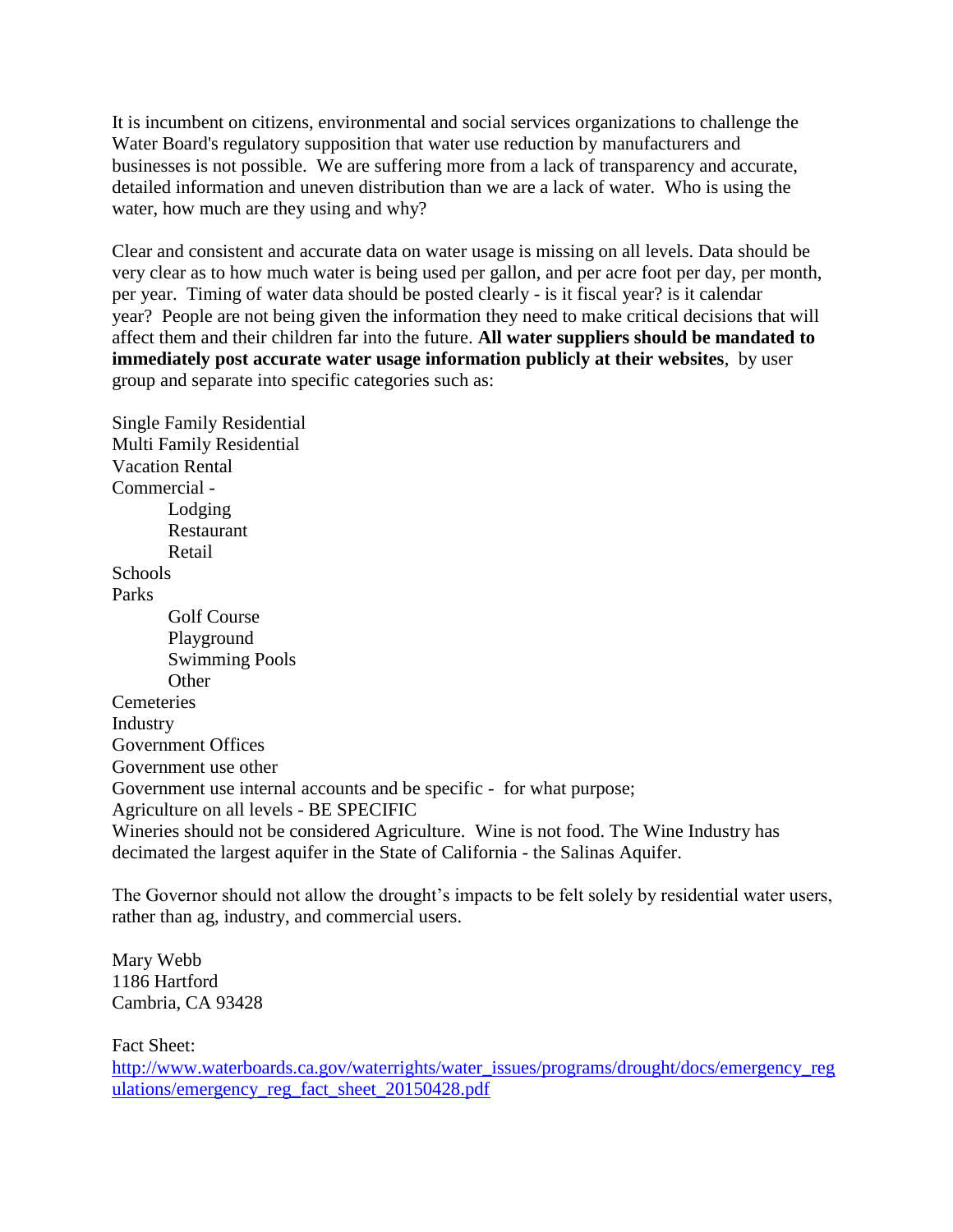It is incumbent on citizens, environmental and social services organizations to challenge the Water Board's regulatory supposition that water use reduction by manufacturers and businesses is not possible. We are suffering more from a lack of transparency and accurate, detailed information and uneven distribution than we are a lack of water. Who is using the water, how much are they using and why?

Clear and consistent and accurate data on water usage is missing on all levels. Data should be very clear as to how much water is being used per gallon, and per acre foot per day, per month, per year. Timing of water data should be posted clearly - is it fiscal year? is it calendar year? People are not being given the information they need to make critical decisions that will affect them and their children far into the future. **All water suppliers should be mandated to immediately post accurate water usage information publicly at their websites**, by user group and separate into specific categories such as:

- Single Family Residential
- Multi Family Residential
- Vacation Rental
- Commercial -
    - Lodging
    - Restaurant
    - Retail
- Schools
- Parks
    - Golf Course
    - Playground
    - Swimming Pools
    - Other
- Cemeteries
- Industry
- Government Offices
- Government use other
- Government use internal accounts and be specific - for what purpose;
- Agriculture on all levels - BE SPECIFIC

Wineries should not be considered Agriculture. Wine is not food. The Wine Industry has decimated the largest aquifer in the State of California - the Salinas Aquifer.

The Governor should not allow the drought's impacts to be felt solely by residential water users, rather than ag, industry, and commercial users.

Mary Webb
1186 Hartford
Cambria, CA 93428

Fact Sheet:
[http://www.waterboards.ca.gov/waterrights/water_issues/programs/drought/docs/emergency_regulations/emergency_reg_fact_sheet_20150428.pdf](http://www.waterboards.ca.gov/waterrights/water_issues/programs/drought/docs/emergency_regulations/emergency_reg_fact_sheet_20150428.pdf)